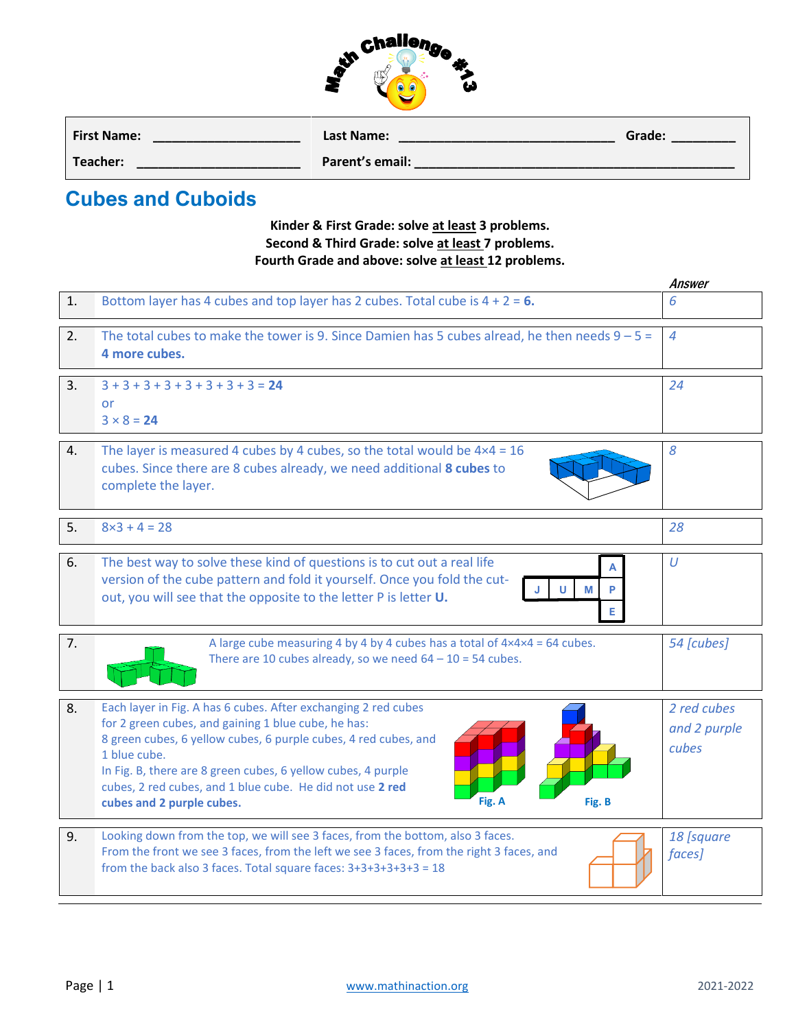# Math Challenge #13

| First Name: ____________________ | Last Name: ____________________________ | Grade: ________ |
|---|---|---|
| Teacher: ______________________ | Parent's email: ____________________________________________ | |

## Cubes and Cuboids

**Kinder & First Grade: solve at least 3 problems.**
**Second & Third Grade: solve at least 7 problems.**
**Fourth Grade and above: solve at least 12 problems.**

| # | | *Answer* |
|---|---|---|
| 1. | Bottom layer has 4 cubes and top layer has 2 cubes. Total cube is 4 + 2 = **6.** | *6* |
| 2. | The total cubes to make the tower is 9. Since Damien has 5 cubes alread, he then needs 9 – 5 = **4 more cubes.** | *4* |
| 3. | 3 + 3 + 3 + 3 + 3 + 3 + 3 + 3 = **24** or 3 × 8 = **24** | *24* |
| 4. | The layer is measured 4 cubes by 4 cubes, so the total would be 4×4 = 16 cubes. Since there are 8 cubes already, we need additional **8 cubes** to complete the layer. | *8* |
| 5. | 8×3 + 4 = 28 | *28* |
| 6. | The best way to solve these kind of questions is to cut out a real life version of the cube pattern and fold it yourself. Once you fold the cut-out, you will see that the opposite to the letter P is letter **U.** (Net: A, J, U, M, P, E) | *U* |
| 7. | A large cube measuring 4 by 4 by 4 cubes has a total of 4×4×4 = 64 cubes. There are 10 cubes already, so we need 64 – 10 = 54 cubes. | *54 [cubes]* |
| 8. | Each layer in Fig. A has 6 cubes. After exchanging 2 red cubes for 2 green cubes, and gaining 1 blue cube, he has: 8 green cubes, 6 yellow cubes, 6 purple cubes, 4 red cubes, and 1 blue cube. In Fig. B, there are 8 green cubes, 6 yellow cubes, 4 purple cubes, 2 red cubes, and 1 blue cube. He did not use **2 red cubes and 2 purple cubes.** (Fig. A, Fig. B) | *2 red cubes and 2 purple cubes* |
| 9. | Looking down from the top, we will see 3 faces, from the bottom, also 3 faces. From the front we see 3 faces, from the left we see 3 faces, from the right 3 faces, and from the back also 3 faces. Total square faces: 3+3+3+3+3+3 = 18 | *18 [square faces]* |

www.mathinaction.org

2021-2022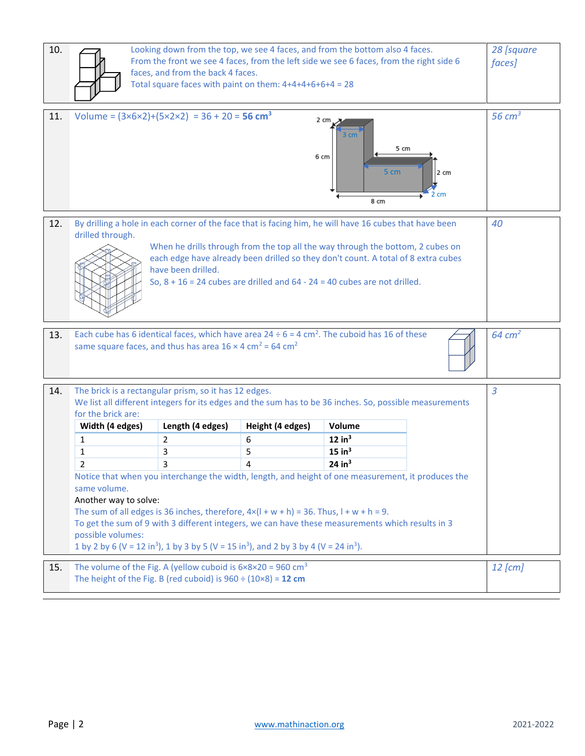| # | Solution | Answer |
|---|---|---|
| 10. | Looking down from the top, we see 4 faces, and from the bottom also 4 faces. From the front we see 4 faces, from the left side we see 6 faces, from the right side 6 faces, and from the back 4 faces. Total square faces with paint on them: 4+4+4+6+6+4 = 28 | *28 [square faces]* |
| 11. | Volume = $(3×6×2)+(5×2×2)$ = 36 + 20 = **56 cm³** | *56 cm³* |
| 12. | By drilling a hole in each corner of the face that is facing him, he will have 16 cubes that have been drilled through. When he drills through from the top all the way through the bottom, 2 cubes on each edge have already been drilled so they don't count. A total of 8 extra cubes have been drilled. So, 8 + 16 = 24 cubes are drilled and 64 - 24 = 40 cubes are not drilled. | *40* |
| 13. | Each cube has 6 identical faces, which have area 24 ÷ 6 = 4 cm². The cuboid has 16 of these same square faces, and thus has area 16 × 4 cm² = 64 cm² | *64 cm²* |
| 15. | The volume of the Fig. A (yellow cuboid is 6×8×20 = 960 cm³<br>The height of the Fig. B (red cuboid) is 960 ÷ (10×8) = **12 cm** | *12 [cm]* |

**14.** The brick is a rectangular prism, so it has 12 edges.
We list all different integers for its edges and the sum has to be 36 inches. So, possible measurements for the brick are:

| Width (4 edges) | Length (4 edges) | Height (4 edges) | Volume |
|---|---|---|---|
| 1 | 2 | 6 | **12 in³** |
| 1 | 3 | 5 | **15 in³** |
| 2 | 3 | 4 | **24 in³** |

Notice that when you interchange the width, length, and height of one measurement, it produces the same volume.

Another way to solve:
The sum of all edges is 36 inches, therefore, $4×(l + w + h) = 36$. Thus, $l + w + h = 9$.
To get the sum of 9 with 3 different integers, we can have these measurements which results in 3 possible volumes:
1 by 2 by 6 (V = 12 in³), 1 by 3 by 5 (V = 15 in³), and 2 by 3 by 4 (V = 24 in³).

Answer: *3*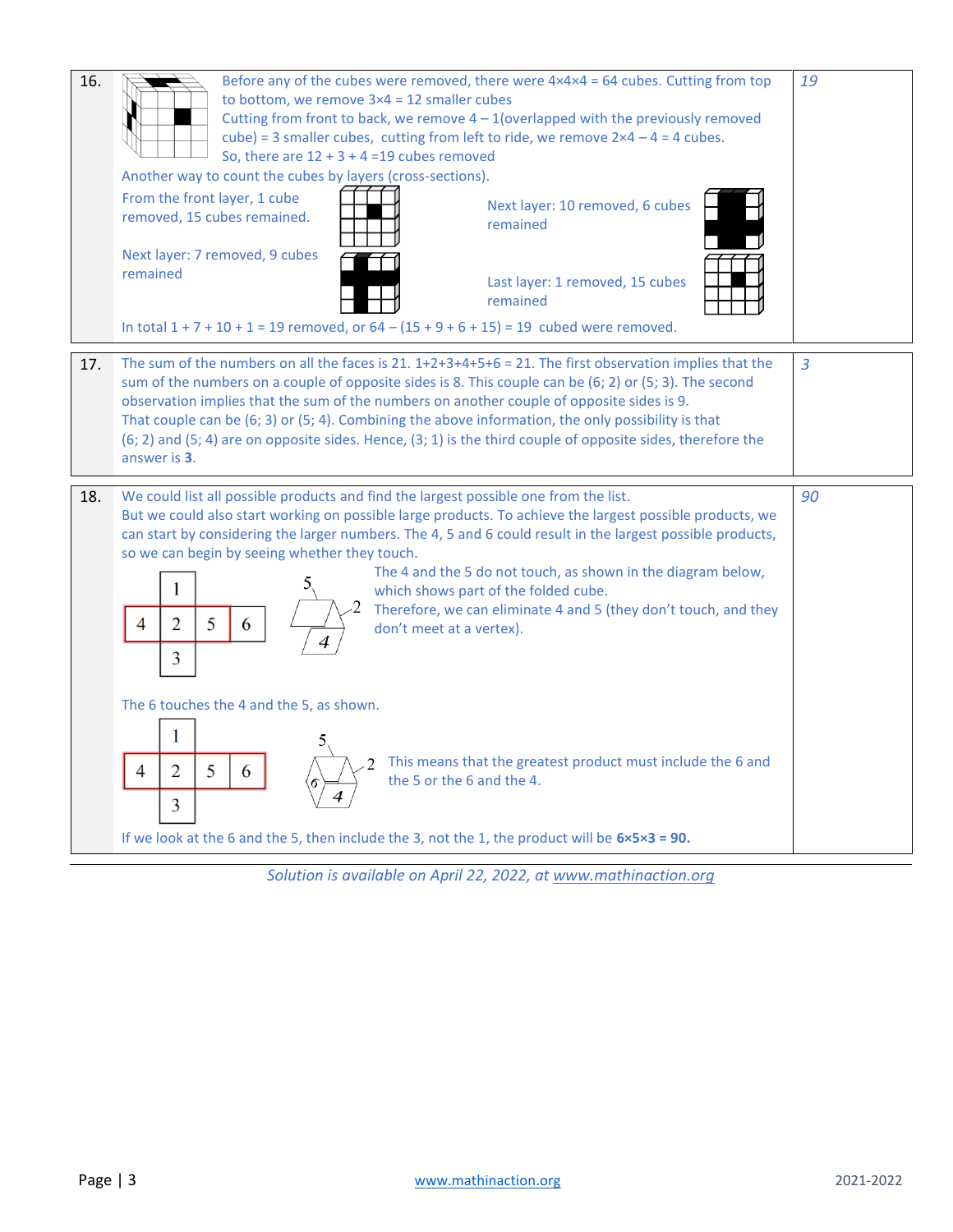| | | |
|---|---|---|
| 16. | Before any of the cubes were removed, there were 4×4×4 = 64 cubes. Cutting from top to bottom, we remove 3×4 = 12 smaller cubes. Cutting from front to back, we remove 4 – 1(overlapped with the previously removed cube) = 3 smaller cubes, cutting from left to ride, we remove 2×4 – 4 = 4 cubes. So, there are 12 + 3 + 4 =19 cubes removed. Another way to count the cubes by layers (cross-sections). From the front layer, 1 cube removed, 15 cubes remained. Next layer: 10 removed, 6 cubes remained. Next layer: 7 removed, 9 cubes remained. Last layer: 1 removed, 15 cubes remained. In total 1 + 7 + 10 + 1 = 19 removed, or 64 – (15 + 9 + 6 + 15) = 19 cubed were removed. | *19* |
| 17. | The sum of the numbers on all the faces is 21. 1+2+3+4+5+6 = 21. The first observation implies that the sum of the numbers on a couple of opposite sides is 8. This couple can be (6; 2) or (5; 3). The second observation implies that the sum of the numbers on another couple of opposite sides is 9. That couple can be (6; 3) or (5; 4). Combining the above information, the only possibility is that (6; 2) and (5; 4) are on opposite sides. Hence, (3; 1) is the third couple of opposite sides, therefore the answer is **3**. | *3* |
| 18. | We could list all possible products and find the largest possible one from the list. But we could also start working on possible large products. To achieve the largest possible products, we can start by considering the larger numbers. The 4, 5 and 6 could result in the largest possible products, so we can begin by seeing whether they touch. The 4 and the 5 do not touch, as shown in the diagram below, which shows part of the folded cube. Therefore, we can eliminate 4 and 5 (they don't touch, and they don't meet at a vertex). The 6 touches the 4 and the 5, as shown. This means that the greatest product must include the 6 and the 5 or the 6 and the 4. If we look at the 6 and the 5, then include the 3, not the 1, the product will be **6×5×3 = 90.** | *90* |

*Solution is available on April 22, 2022, at www.mathinaction.org*